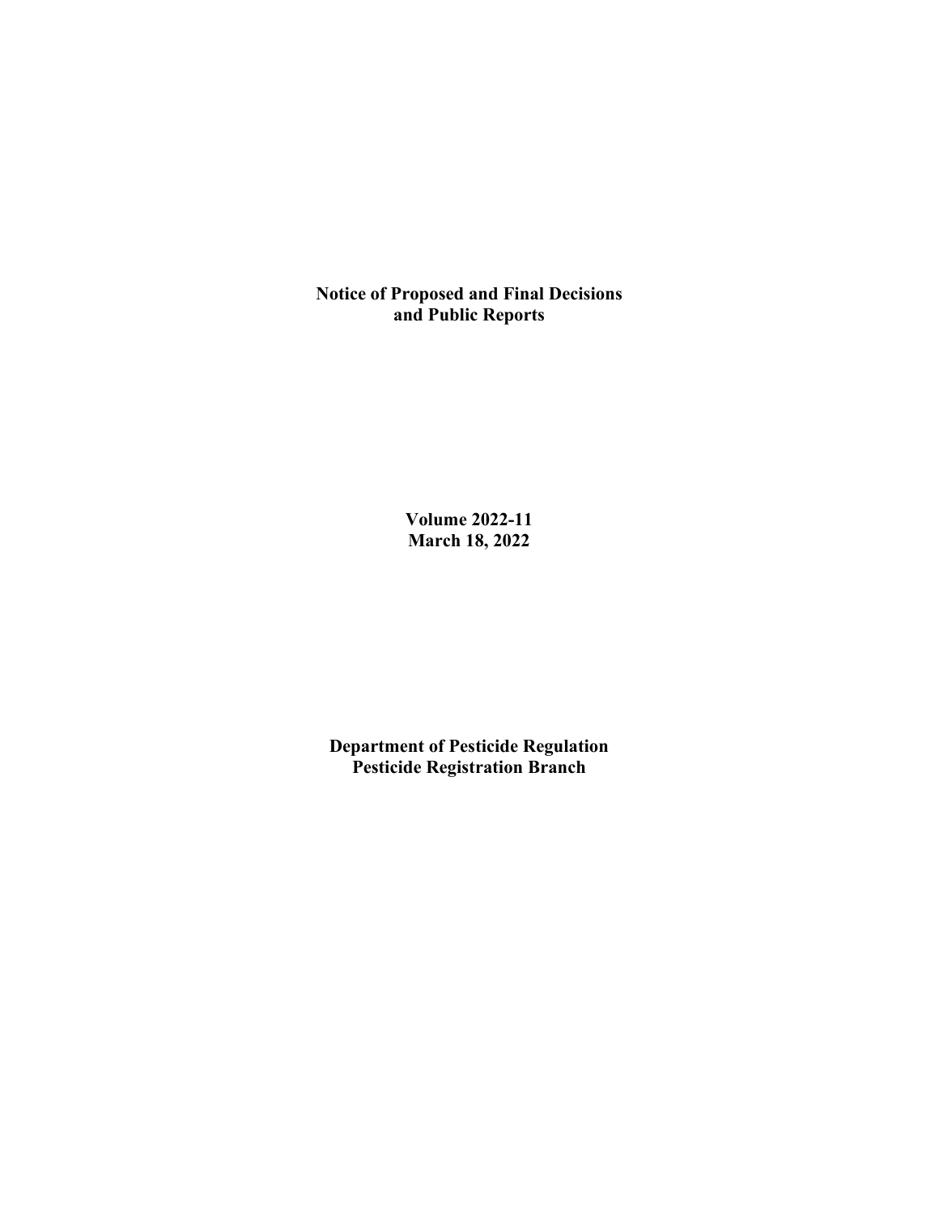# Notice of Proposed and Final Decisions and Public Reports

**Volume 2022-11**
**March 18, 2022**

**Department of Pesticide Regulation**
**Pesticide Registration Branch**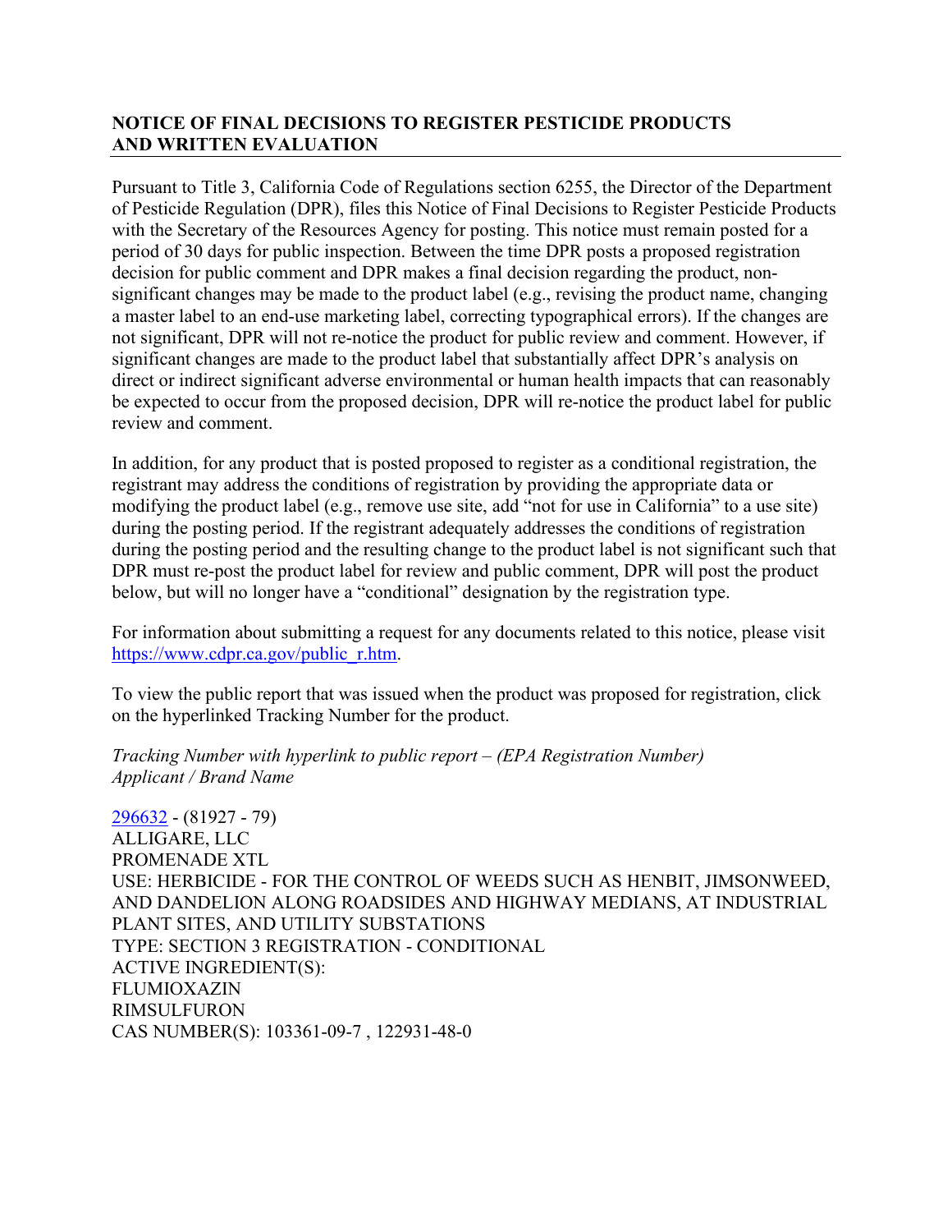## NOTICE OF FINAL DECISIONS TO REGISTER PESTICIDE PRODUCTS AND WRITTEN EVALUATION

Pursuant to Title 3, California Code of Regulations section 6255, the Director of the Department of Pesticide Regulation (DPR), files this Notice of Final Decisions to Register Pesticide Products with the Secretary of the Resources Agency for posting. This notice must remain posted for a period of 30 days for public inspection. Between the time DPR posts a proposed registration decision for public comment and DPR makes a final decision regarding the product, non-significant changes may be made to the product label (e.g., revising the product name, changing a master label to an end-use marketing label, correcting typographical errors). If the changes are not significant, DPR will not re-notice the product for public review and comment. However, if significant changes are made to the product label that substantially affect DPR's analysis on direct or indirect significant adverse environmental or human health impacts that can reasonably be expected to occur from the proposed decision, DPR will re-notice the product label for public review and comment.

In addition, for any product that is posted proposed to register as a conditional registration, the registrant may address the conditions of registration by providing the appropriate data or modifying the product label (e.g., remove use site, add "not for use in California" to a use site) during the posting period. If the registrant adequately addresses the conditions of registration during the posting period and the resulting change to the product label is not significant such that DPR must re-post the product label for review and public comment, DPR will post the product below, but will no longer have a "conditional" designation by the registration type.

For information about submitting a request for any documents related to this notice, please visit https://www.cdpr.ca.gov/public_r.htm.

To view the public report that was issued when the product was proposed for registration, click on the hyperlinked Tracking Number for the product.

*Tracking Number with hyperlink to public report – (EPA Registration Number)*
*Applicant / Brand Name*

296632 - (81927 - 79)
ALLIGARE, LLC
PROMENADE XTL
USE: HERBICIDE - FOR THE CONTROL OF WEEDS SUCH AS HENBIT, JIMSONWEED, AND DANDELION ALONG ROADSIDES AND HIGHWAY MEDIANS, AT INDUSTRIAL PLANT SITES, AND UTILITY SUBSTATIONS
TYPE: SECTION 3 REGISTRATION - CONDITIONAL
ACTIVE INGREDIENT(S):
FLUMIOXAZIN
RIMSULFURON
CAS NUMBER(S): 103361-09-7 , 122931-48-0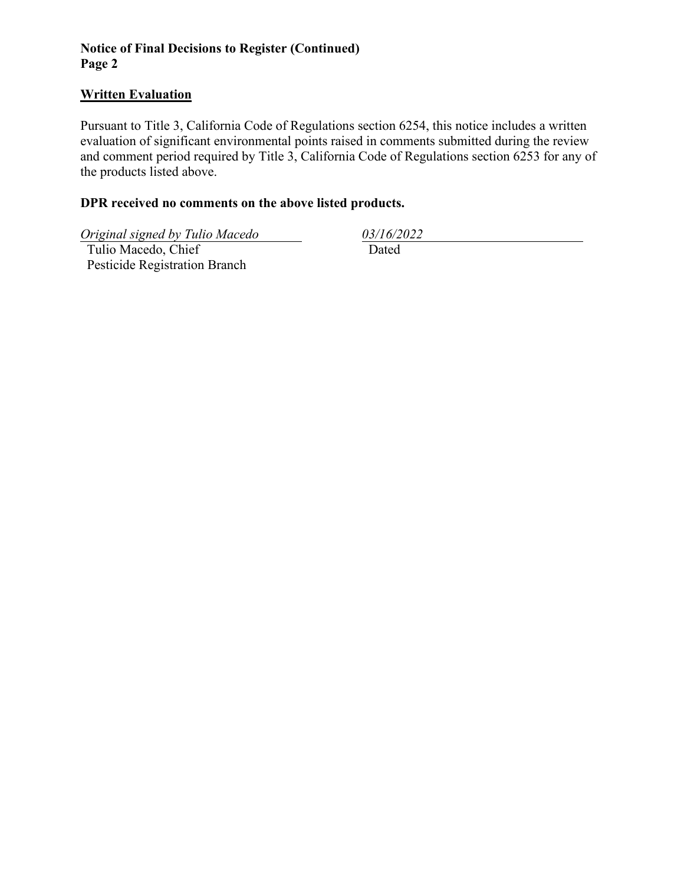**Notice of Final Decisions to Register (Continued)**
**Page 2**

## Written Evaluation

Pursuant to Title 3, California Code of Regulations section 6254, this notice includes a written evaluation of significant environmental points raised in comments submitted during the review and comment period required by Title 3, California Code of Regulations section 6253 for any of the products listed above.

**DPR received no comments on the above listed products.**

*Original signed by Tulio Macedo*
Tulio Macedo, Chief
Pesticide Registration Branch

*03/16/2022*
Dated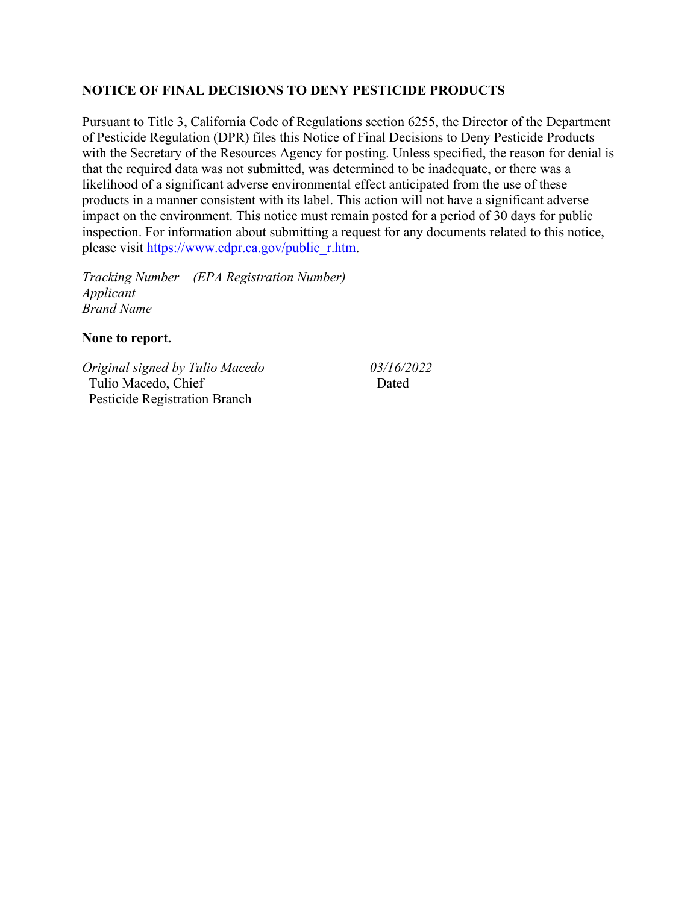## NOTICE OF FINAL DECISIONS TO DENY PESTICIDE PRODUCTS

Pursuant to Title 3, California Code of Regulations section 6255, the Director of the Department of Pesticide Regulation (DPR) files this Notice of Final Decisions to Deny Pesticide Products with the Secretary of the Resources Agency for posting. Unless specified, the reason for denial is that the required data was not submitted, was determined to be inadequate, or there was a likelihood of a significant adverse environmental effect anticipated from the use of these products in a manner consistent with its label. This action will not have a significant adverse impact on the environment. This notice must remain posted for a period of 30 days for public inspection. For information about submitting a request for any documents related to this notice, please visit [https://www.cdpr.ca.gov/public_r.htm](https://www.cdpr.ca.gov/public_r.htm).

*Tracking Number – (EPA Registration Number)*
*Applicant*
*Brand Name*

**None to report.**

*Original signed by Tulio Macedo*
Tulio Macedo, Chief
Pesticide Registration Branch

*03/16/2022*
Dated